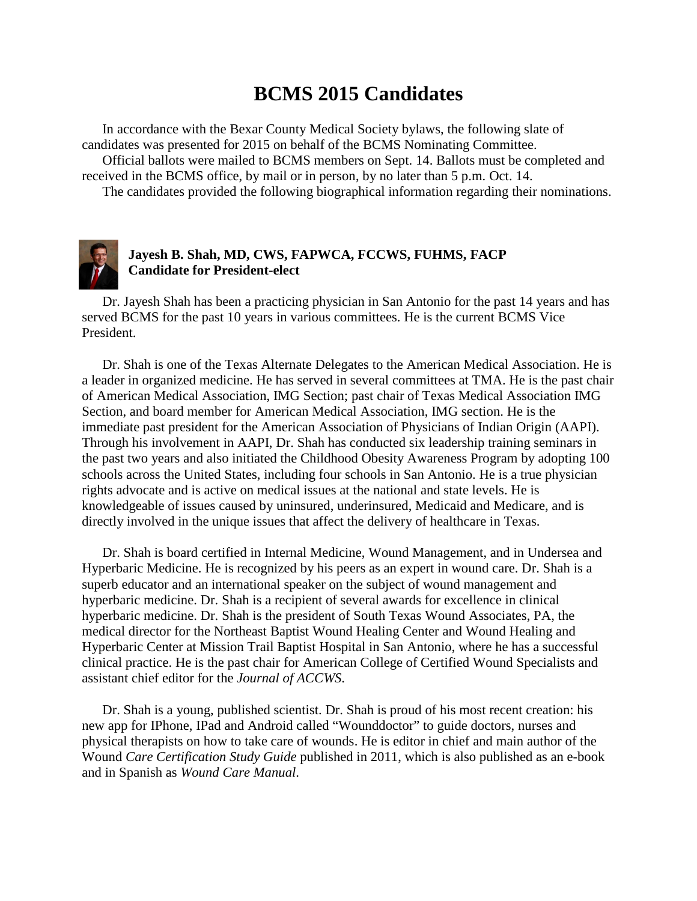# BCMS 2015 Candidates

In accordance with the Bexar County Medical Society bylaws, the following slate of candidates was presented for 2015 on behalf of the BCMS Nominating Committee.

Official ballots were mailed to BCMS members on Sept. 14. Ballots must be completed and received in the BCMS office, by mail or in person, by no later than 5 p.m. Oct. 14.

The candidates provided the following biographical information regarding their nominations.

**Jayesh B. Shah, MD, CWS, FAPWCA, FCCWS, FUHMS, FACP**
**Candidate for President-elect**

Dr. Jayesh Shah has been a practicing physician in San Antonio for the past 14 years and has served BCMS for the past 10 years in various committees. He is the current BCMS Vice President.

Dr. Shah is one of the Texas Alternate Delegates to the American Medical Association. He is a leader in organized medicine. He has served in several committees at TMA. He is the past chair of American Medical Association, IMG Section; past chair of Texas Medical Association IMG Section, and board member for American Medical Association, IMG section. He is the immediate past president for the American Association of Physicians of Indian Origin (AAPI). Through his involvement in AAPI, Dr. Shah has conducted six leadership training seminars in the past two years and also initiated the Childhood Obesity Awareness Program by adopting 100 schools across the United States, including four schools in San Antonio. He is a true physician rights advocate and is active on medical issues at the national and state levels. He is knowledgeable of issues caused by uninsured, underinsured, Medicaid and Medicare, and is directly involved in the unique issues that affect the delivery of healthcare in Texas.

Dr. Shah is board certified in Internal Medicine, Wound Management, and in Undersea and Hyperbaric Medicine. He is recognized by his peers as an expert in wound care. Dr. Shah is a superb educator and an international speaker on the subject of wound management and hyperbaric medicine. Dr. Shah is a recipient of several awards for excellence in clinical hyperbaric medicine. Dr. Shah is the president of South Texas Wound Associates, PA, the medical director for the Northeast Baptist Wound Healing Center and Wound Healing and Hyperbaric Center at Mission Trail Baptist Hospital in San Antonio, where he has a successful clinical practice. He is the past chair for American College of Certified Wound Specialists and assistant chief editor for the *Journal of ACCWS.*

Dr. Shah is a young, published scientist. Dr. Shah is proud of his most recent creation: his new app for IPhone, IPad and Android called "Wounddoctor" to guide doctors, nurses and physical therapists on how to take care of wounds. He is editor in chief and main author of the Wound *Care Certification Study Guide* published in 2011, which is also published as an e-book and in Spanish as *Wound Care Manual.*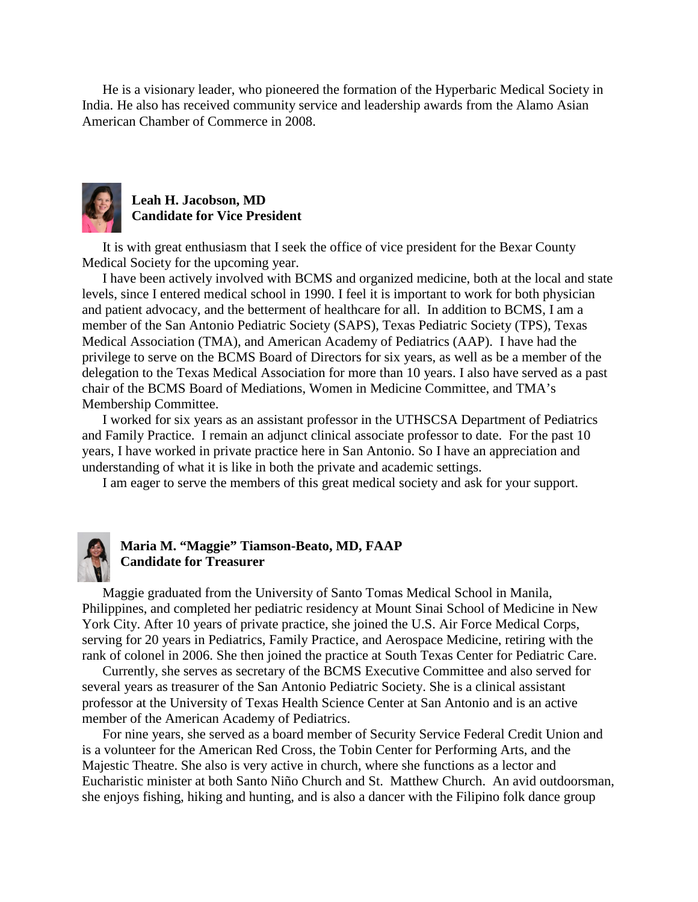He is a visionary leader, who pioneered the formation of the Hyperbaric Medical Society in India. He also has received community service and leadership awards from the Alamo Asian American Chamber of Commerce in 2008.

**Leah H. Jacobson, MD**
**Candidate for Vice President**

It is with great enthusiasm that I seek the office of vice president for the Bexar County Medical Society for the upcoming year.

I have been actively involved with BCMS and organized medicine, both at the local and state levels, since I entered medical school in 1990. I feel it is important to work for both physician and patient advocacy, and the betterment of healthcare for all. In addition to BCMS, I am a member of the San Antonio Pediatric Society (SAPS), Texas Pediatric Society (TPS), Texas Medical Association (TMA), and American Academy of Pediatrics (AAP). I have had the privilege to serve on the BCMS Board of Directors for six years, as well as be a member of the delegation to the Texas Medical Association for more than 10 years. I also have served as a past chair of the BCMS Board of Mediations, Women in Medicine Committee, and TMA's Membership Committee.

I worked for six years as an assistant professor in the UTHSCSA Department of Pediatrics and Family Practice. I remain an adjunct clinical associate professor to date. For the past 10 years, I have worked in private practice here in San Antonio. So I have an appreciation and understanding of what it is like in both the private and academic settings.

I am eager to serve the members of this great medical society and ask for your support.

**Maria M. "Maggie" Tiamson-Beato, MD, FAAP**
**Candidate for Treasurer**

Maggie graduated from the University of Santo Tomas Medical School in Manila, Philippines, and completed her pediatric residency at Mount Sinai School of Medicine in New York City. After 10 years of private practice, she joined the U.S. Air Force Medical Corps, serving for 20 years in Pediatrics, Family Practice, and Aerospace Medicine, retiring with the rank of colonel in 2006. She then joined the practice at South Texas Center for Pediatric Care.

Currently, she serves as secretary of the BCMS Executive Committee and also served for several years as treasurer of the San Antonio Pediatric Society. She is a clinical assistant professor at the University of Texas Health Science Center at San Antonio and is an active member of the American Academy of Pediatrics.

For nine years, she served as a board member of Security Service Federal Credit Union and is a volunteer for the American Red Cross, the Tobin Center for Performing Arts, and the Majestic Theatre. She also is very active in church, where she functions as a lector and Eucharistic minister at both Santo Niño Church and St. Matthew Church. An avid outdoorsman, she enjoys fishing, hiking and hunting, and is also a dancer with the Filipino folk dance group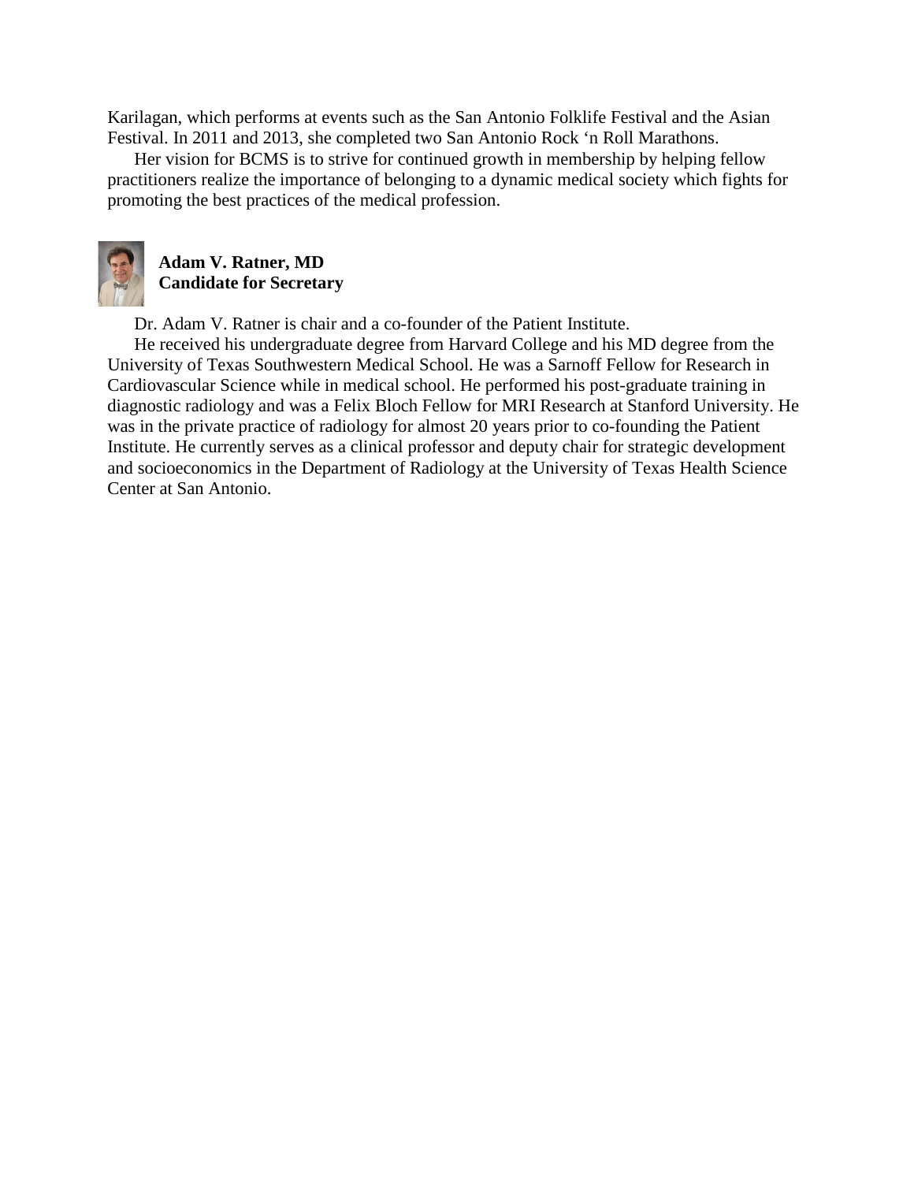Karilagan, which performs at events such as the San Antonio Folklife Festival and the Asian Festival. In 2011 and 2013, she completed two San Antonio Rock 'n Roll Marathons.

Her vision for BCMS is to strive for continued growth in membership by helping fellow practitioners realize the importance of belonging to a dynamic medical society which fights for promoting the best practices of the medical profession.

**Adam V. Ratner, MD**
**Candidate for Secretary**

Dr. Adam V. Ratner is chair and a co-founder of the Patient Institute.

He received his undergraduate degree from Harvard College and his MD degree from the University of Texas Southwestern Medical School. He was a Sarnoff Fellow for Research in Cardiovascular Science while in medical school. He performed his post-graduate training in diagnostic radiology and was a Felix Bloch Fellow for MRI Research at Stanford University. He was in the private practice of radiology for almost 20 years prior to co-founding the Patient Institute. He currently serves as a clinical professor and deputy chair for strategic development and socioeconomics in the Department of Radiology at the University of Texas Health Science Center at San Antonio.